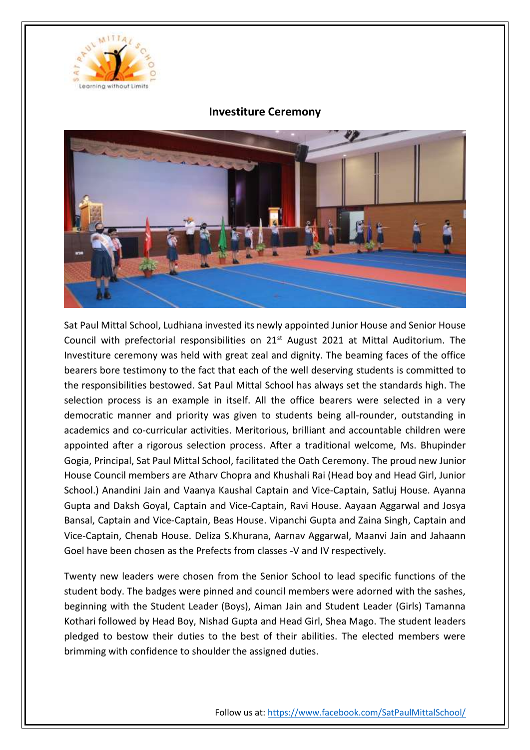# Investiture Ceremony

Sat Paul Mittal School, Ludhiana invested its newly appointed Junior House and Senior House Council with prefectorial responsibilities on 21st August 2021 at Mittal Auditorium. The Investiture ceremony was held with great zeal and dignity. The beaming faces of the office bearers bore testimony to the fact that each of the well deserving students is committed to the responsibilities bestowed. Sat Paul Mittal School has always set the standards high. The selection process is an example in itself. All the office bearers were selected in a very democratic manner and priority was given to students being all-rounder, outstanding in academics and co-curricular activities. Meritorious, brilliant and accountable children were appointed after a rigorous selection process. After a traditional welcome, Ms. Bhupinder Gogia, Principal, Sat Paul Mittal School, facilitated the Oath Ceremony. The proud new Junior House Council members are Atharv Chopra and Khushali Rai (Head boy and Head Girl, Junior School.) Anandini Jain and Vaanya Kaushal Captain and Vice-Captain, Satluj House. Ayanna Gupta and Daksh Goyal, Captain and Vice-Captain, Ravi House. Aayaan Aggarwal and Josya Bansal, Captain and Vice-Captain, Beas House. Vipanchi Gupta and Zaina Singh, Captain and Vice-Captain, Chenab House. Deliza S.Khurana, Aarnav Aggarwal, Maanvi Jain and Jahaann Goel have been chosen as the Prefects from classes -V and IV respectively.

Twenty new leaders were chosen from the Senior School to lead specific functions of the student body. The badges were pinned and council members were adorned with the sashes, beginning with the Student Leader (Boys), Aiman Jain and Student Leader (Girls) Tamanna Kothari followed by Head Boy, Nishad Gupta and Head Girl, Shea Mago. The student leaders pledged to bestow their duties to the best of their abilities. The elected members were brimming with confidence to shoulder the assigned duties.

Follow us at: https://www.facebook.com/SatPaulMittalSchool/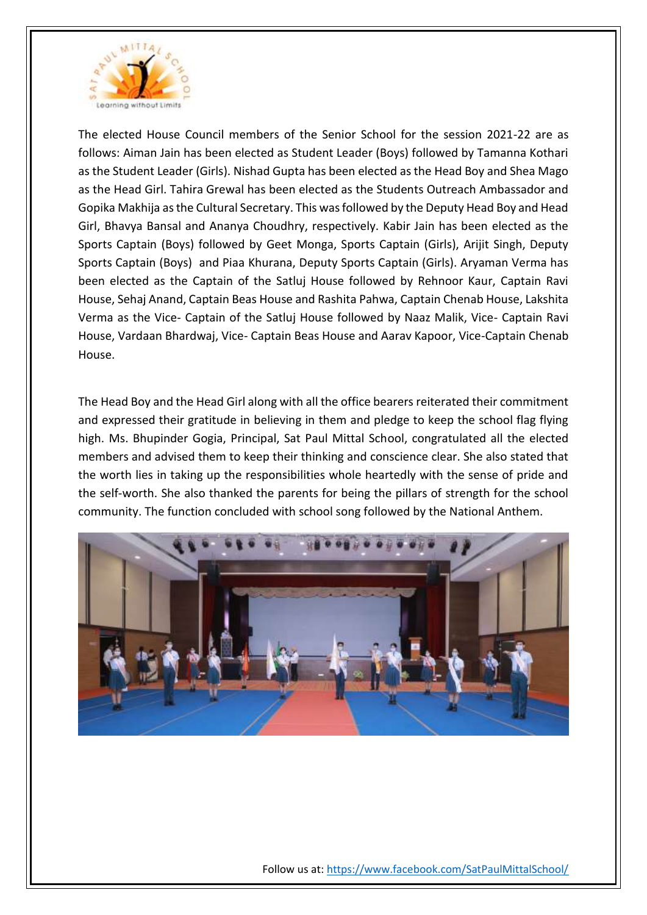The elected House Council members of the Senior School for the session 2021-22 are as follows: Aiman Jain has been elected as Student Leader (Boys) followed by Tamanna Kothari as the Student Leader (Girls). Nishad Gupta has been elected as the Head Boy and Shea Mago as the Head Girl. Tahira Grewal has been elected as the Students Outreach Ambassador and Gopika Makhija as the Cultural Secretary. This was followed by the Deputy Head Boy and Head Girl, Bhavya Bansal and Ananya Choudhry, respectively. Kabir Jain has been elected as the Sports Captain (Boys) followed by Geet Monga, Sports Captain (Girls), Arijit Singh, Deputy Sports Captain (Boys) and Piaa Khurana, Deputy Sports Captain (Girls). Aryaman Verma has been elected as the Captain of the Satluj House followed by Rehnoor Kaur, Captain Ravi House, Sehaj Anand, Captain Beas House and Rashita Pahwa, Captain Chenab House, Lakshita Verma as the Vice- Captain of the Satluj House followed by Naaz Malik, Vice- Captain Ravi House, Vardaan Bhardwaj, Vice- Captain Beas House and Aarav Kapoor, Vice-Captain Chenab House.

The Head Boy and the Head Girl along with all the office bearers reiterated their commitment and expressed their gratitude in believing in them and pledge to keep the school flag flying high. Ms. Bhupinder Gogia, Principal, Sat Paul Mittal School, congratulated all the elected members and advised them to keep their thinking and conscience clear. She also stated that the worth lies in taking up the responsibilities whole heartedly with the sense of pride and the self-worth. She also thanked the parents for being the pillars of strength for the school community. The function concluded with school song followed by the National Anthem.

Follow us at: https://www.facebook.com/SatPaulMittalSchool/